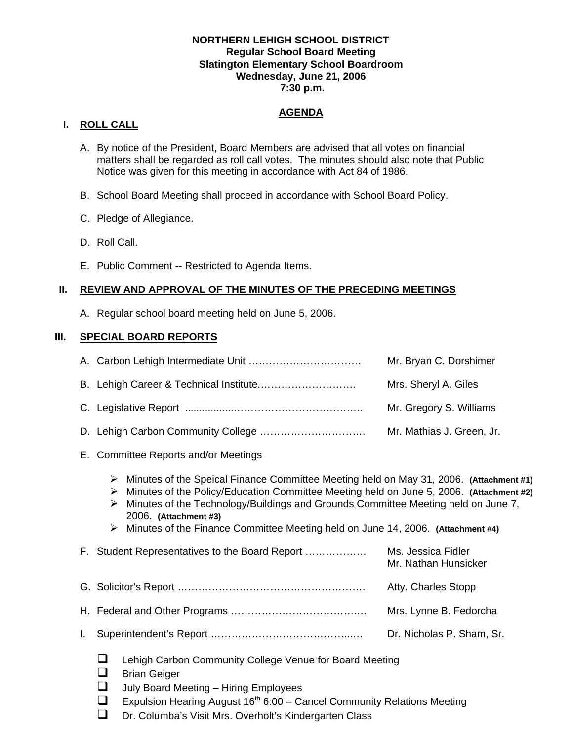**NORTHERN LEHIGH SCHOOL DISTRICT**
**Regular School Board Meeting**
**Slatington Elementary School Boardroom**
**Wednesday, June 21, 2006**
**7:30 p.m.**

## AGENDA

## I. ROLL CALL

A. By notice of the President, Board Members are advised that all votes on financial matters shall be regarded as roll call votes. The minutes should also note that Public Notice was given for this meeting in accordance with Act 84 of 1986.

B. School Board Meeting shall proceed in accordance with School Board Policy.

C. Pledge of Allegiance.

D. Roll Call.

E. Public Comment -- Restricted to Agenda Items.

## II. REVIEW AND APPROVAL OF THE MINUTES OF THE PRECEDING MEETINGS

A. Regular school board meeting held on June 5, 2006.

## III. SPECIAL BOARD REPORTS

A. Carbon Lehigh Intermediate Unit …………………………… Mr. Bryan C. Dorshimer

B. Lehigh Career & Technical Institute……………………….. Mrs. Sheryl A. Giles

C. Legislative Report ................………………………………. Mr. Gregory S. Williams

D. Lehigh Carbon Community College …………………………. Mr. Mathias J. Green, Jr.

E. Committee Reports and/or Meetings

- Minutes of the Speical Finance Committee Meeting held on May 31, 2006. **(Attachment #1)**
- Minutes of the Policy/Education Committee Meeting held on June 5, 2006. **(Attachment #2)**
- Minutes of the Technology/Buildings and Grounds Committee Meeting held on June 7, 2006. **(Attachment #3)**
- Minutes of the Finance Committee Meeting held on June 14, 2006. **(Attachment #4)**

F. Student Representatives to the Board Report ……………… Ms. Jessica Fidler
Mr. Nathan Hunsicker

G. Solicitor's Report ………………………………………………. Atty. Charles Stopp

H. Federal and Other Programs ………………………………… Mrs. Lynne B. Fedorcha

I. Superintendent's Report ……………………………………..… Dr. Nicholas P. Sham, Sr.

- ❑ Lehigh Carbon Community College Venue for Board Meeting
- ❑ Brian Geiger
- ❑ July Board Meeting – Hiring Employees
- ❑ Expulsion Hearing August 16th 6:00 – Cancel Community Relations Meeting
- ❑ Dr. Columba's Visit Mrs. Overholt's Kindergarten Class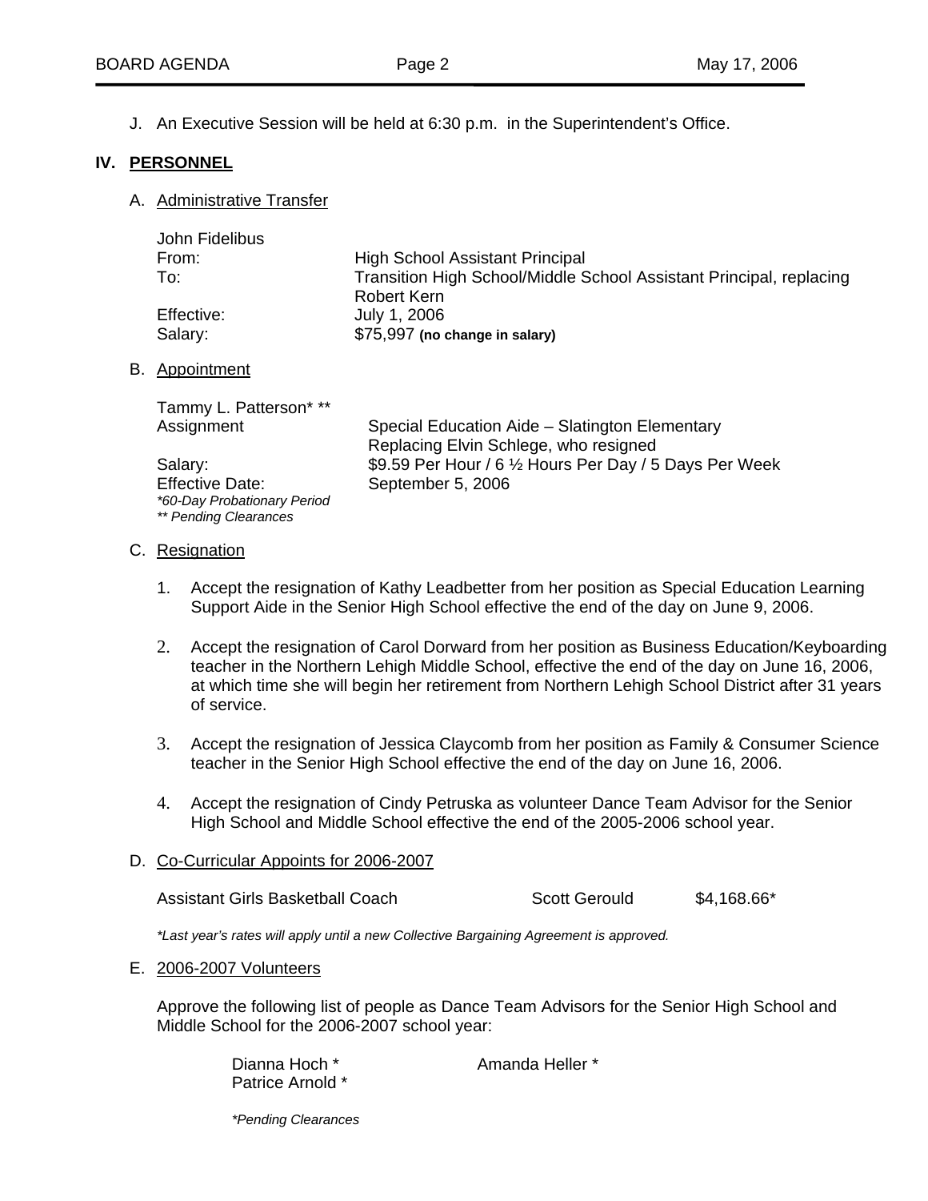J. An Executive Session will be held at 6:30 p.m. in the Superintendent's Office.

## IV. PERSONNEL

### A. Administrative Transfer

| John Fidelibus | |
|---|---|
| From: | High School Assistant Principal |
| To: | Transition High School/Middle School Assistant Principal, replacing Robert Kern |
| Effective: | July 1, 2006 |
| Salary: | $75,997 **(no change in salary)** |

### B. Appointment

| Tammy L. Patterson* ** | |
|---|---|
| Assignment | Special Education Aide – Slatington Elementary<br>Replacing Elvin Schlege, who resigned |
| Salary: | $9.59 Per Hour / 6 ½ Hours Per Day / 5 Days Per Week |
| Effective Date: | September 5, 2006 |

*\*60-Day Probationary Period*
*\*\* Pending Clearances*

### C. Resignation

1. Accept the resignation of Kathy Leadbetter from her position as Special Education Learning Support Aide in the Senior High School effective the end of the day on June 9, 2006.

2. Accept the resignation of Carol Dorward from her position as Business Education/Keyboarding teacher in the Northern Lehigh Middle School, effective the end of the day on June 16, 2006, at which time she will begin her retirement from Northern Lehigh School District after 31 years of service.

3. Accept the resignation of Jessica Claycomb from her position as Family & Consumer Science teacher in the Senior High School effective the end of the day on June 16, 2006.

4. Accept the resignation of Cindy Petruska as volunteer Dance Team Advisor for the Senior High School and Middle School effective the end of the 2005-2006 school year.

### D. Co-Curricular Appoints for 2006-2007

| | | |
|---|---|---|
| Assistant Girls Basketball Coach | Scott Gerould | $4,168.66* |

*\*Last year's rates will apply until a new Collective Bargaining Agreement is approved.*

### E. 2006-2007 Volunteers

Approve the following list of people as Dance Team Advisors for the Senior High School and Middle School for the 2006-2007 school year:

Dianna Hoch *
Amanda Heller *
Patrice Arnold *

*\*Pending Clearances*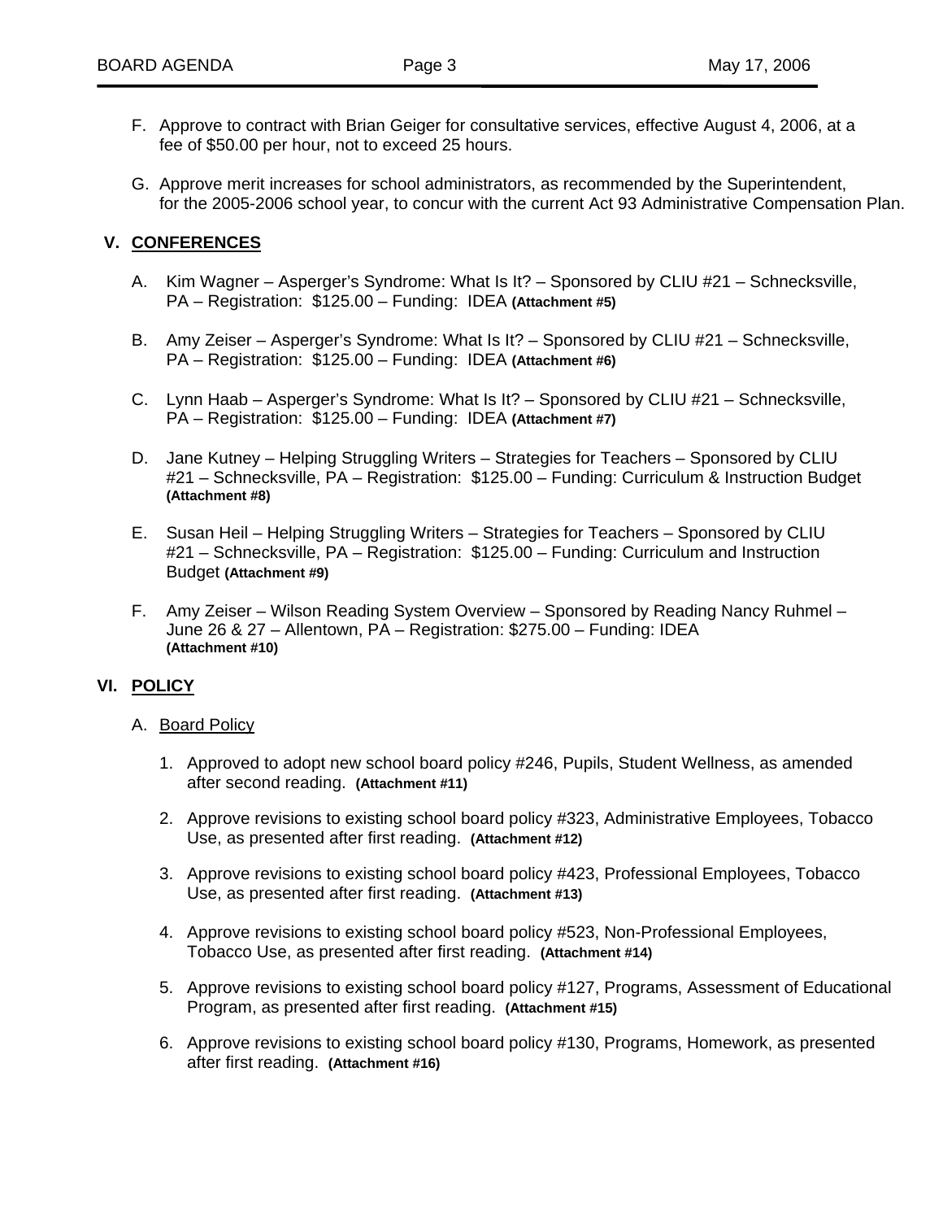F. Approve to contract with Brian Geiger for consultative services, effective August 4, 2006, at a fee of $50.00 per hour, not to exceed 25 hours.

G. Approve merit increases for school administrators, as recommended by the Superintendent, for the 2005-2006 school year, to concur with the current Act 93 Administrative Compensation Plan.

## V. CONFERENCES

A. Kim Wagner – Asperger's Syndrome: What Is It? – Sponsored by CLIU #21 – Schnecksville, PA – Registration: $125.00 – Funding: IDEA **(Attachment #5)**

B. Amy Zeiser – Asperger's Syndrome: What Is It? – Sponsored by CLIU #21 – Schnecksville, PA – Registration: $125.00 – Funding: IDEA **(Attachment #6)**

C. Lynn Haab – Asperger's Syndrome: What Is It? – Sponsored by CLIU #21 – Schnecksville, PA – Registration: $125.00 – Funding: IDEA **(Attachment #7)**

D. Jane Kutney – Helping Struggling Writers – Strategies for Teachers – Sponsored by CLIU #21 – Schnecksville, PA – Registration: $125.00 – Funding: Curriculum & Instruction Budget **(Attachment #8)**

E. Susan Heil – Helping Struggling Writers – Strategies for Teachers – Sponsored by CLIU #21 – Schnecksville, PA – Registration: $125.00 – Funding: Curriculum and Instruction Budget **(Attachment #9)**

F. Amy Zeiser – Wilson Reading System Overview – Sponsored by Reading Nancy Ruhmel – June 26 & 27 – Allentown, PA – Registration: $275.00 – Funding: IDEA **(Attachment #10)**

## VI. POLICY

A. Board Policy

1. Approved to adopt new school board policy #246, Pupils, Student Wellness, as amended after second reading. **(Attachment #11)**

2. Approve revisions to existing school board policy #323, Administrative Employees, Tobacco Use, as presented after first reading. **(Attachment #12)**

3. Approve revisions to existing school board policy #423, Professional Employees, Tobacco Use, as presented after first reading. **(Attachment #13)**

4. Approve revisions to existing school board policy #523, Non-Professional Employees, Tobacco Use, as presented after first reading. **(Attachment #14)**

5. Approve revisions to existing school board policy #127, Programs, Assessment of Educational Program, as presented after first reading. **(Attachment #15)**

6. Approve revisions to existing school board policy #130, Programs, Homework, as presented after first reading. **(Attachment #16)**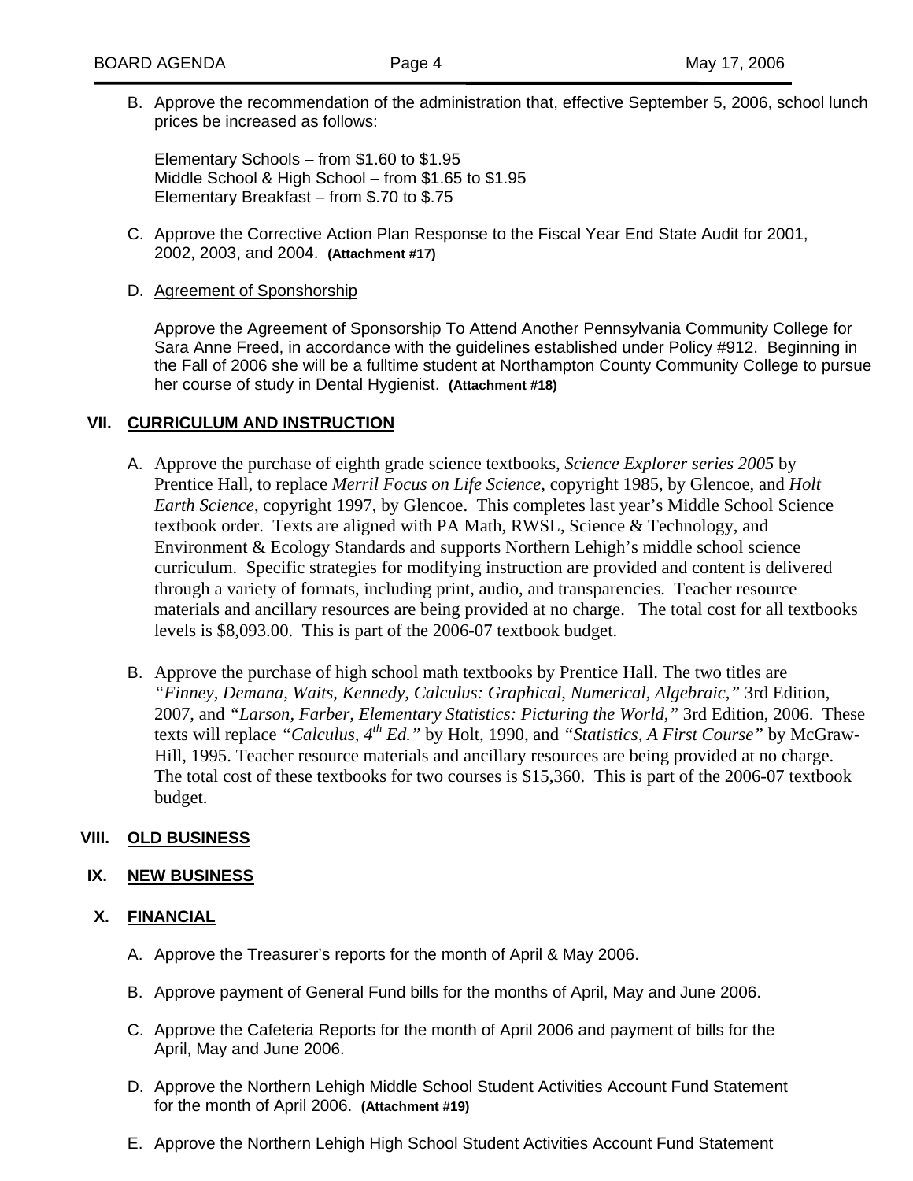B. Approve the recommendation of the administration that, effective September 5, 2006, school lunch prices be increased as follows:

Elementary Schools – from $1.60 to $1.95
Middle School & High School – from $1.65 to $1.95
Elementary Breakfast – from $.70 to $.75

C. Approve the Corrective Action Plan Response to the Fiscal Year End State Audit for 2001, 2002, 2003, and 2004. **(Attachment #17)**

D. Agreement of Sponshorship

Approve the Agreement of Sponsorship To Attend Another Pennsylvania Community College for Sara Anne Freed, in accordance with the guidelines established under Policy #912. Beginning in the Fall of 2006 she will be a fulltime student at Northampton County Community College to pursue her course of study in Dental Hygienist. **(Attachment #18)**

## VII. CURRICULUM AND INSTRUCTION

A. Approve the purchase of eighth grade science textbooks, *Science Explorer series 2005* by Prentice Hall, to replace *Merril Focus on Life Science*, copyright 1985, by Glencoe, and *Holt Earth Science*, copyright 1997, by Glencoe. This completes last year's Middle School Science textbook order. Texts are aligned with PA Math, RWSL, Science & Technology, and Environment & Ecology Standards and supports Northern Lehigh's middle school science curriculum. Specific strategies for modifying instruction are provided and content is delivered through a variety of formats, including print, audio, and transparencies. Teacher resource materials and ancillary resources are being provided at no charge. The total cost for all textbooks levels is $8,093.00. This is part of the 2006-07 textbook budget.

B. Approve the purchase of high school math textbooks by Prentice Hall. The two titles are *"Finney, Demana, Waits, Kennedy, Calculus: Graphical, Numerical, Algebraic,"* 3rd Edition, 2007, and *"Larson, Farber, Elementary Statistics: Picturing the World,"* 3rd Edition, 2006. These texts will replace *"Calculus, 4th Ed."* by Holt, 1990, and *"Statistics, A First Course"* by McGraw-Hill, 1995. Teacher resource materials and ancillary resources are being provided at no charge. The total cost of these textbooks for two courses is $15,360. This is part of the 2006-07 textbook budget.

## VIII. OLD BUSINESS

## IX. NEW BUSINESS

## X. FINANCIAL

A. Approve the Treasurer's reports for the month of April & May 2006.

B. Approve payment of General Fund bills for the months of April, May and June 2006.

C. Approve the Cafeteria Reports for the month of April 2006 and payment of bills for the April, May and June 2006.

D. Approve the Northern Lehigh Middle School Student Activities Account Fund Statement for the month of April 2006. **(Attachment #19)**

E. Approve the Northern Lehigh High School Student Activities Account Fund Statement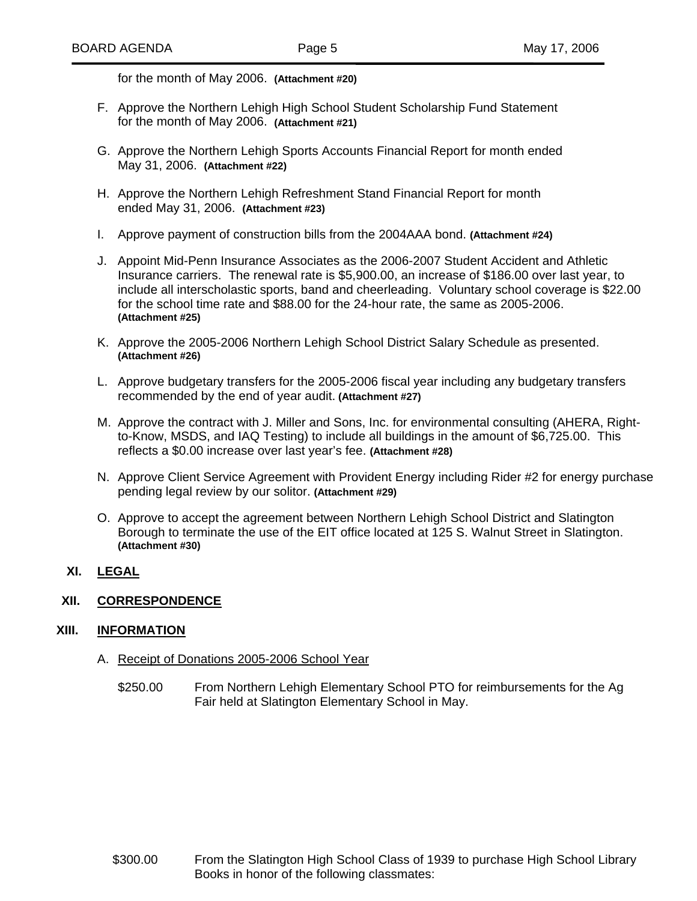for the month of May 2006. **(Attachment #20)**

F. Approve the Northern Lehigh High School Student Scholarship Fund Statement for the month of May 2006. **(Attachment #21)**

G. Approve the Northern Lehigh Sports Accounts Financial Report for month ended May 31, 2006. **(Attachment #22)**

H. Approve the Northern Lehigh Refreshment Stand Financial Report for month ended May 31, 2006. **(Attachment #23)**

I. Approve payment of construction bills from the 2004AAA bond. **(Attachment #24)**

J. Appoint Mid-Penn Insurance Associates as the 2006-2007 Student Accident and Athletic Insurance carriers. The renewal rate is $5,900.00, an increase of $186.00 over last year, to include all interscholastic sports, band and cheerleading. Voluntary school coverage is $22.00 for the school time rate and $88.00 for the 24-hour rate, the same as 2005-2006. **(Attachment #25)**

K. Approve the 2005-2006 Northern Lehigh School District Salary Schedule as presented. **(Attachment #26)**

L. Approve budgetary transfers for the 2005-2006 fiscal year including any budgetary transfers recommended by the end of year audit. **(Attachment #27)**

M. Approve the contract with J. Miller and Sons, Inc. for environmental consulting (AHERA, Right-to-Know, MSDS, and IAQ Testing) to include all buildings in the amount of $6,725.00. This reflects a $0.00 increase over last year's fee. **(Attachment #28)**

N. Approve Client Service Agreement with Provident Energy including Rider #2 for energy purchase pending legal review by our solitor. **(Attachment #29)**

O. Approve to accept the agreement between Northern Lehigh School District and Slatington Borough to terminate the use of the EIT office located at 125 S. Walnut Street in Slatington. **(Attachment #30)**

## XI. LEGAL

## XII. CORRESPONDENCE

## XIII. INFORMATION

A. Receipt of Donations 2005-2006 School Year

$250.00 From Northern Lehigh Elementary School PTO for reimbursements for the Ag Fair held at Slatington Elementary School in May.

$300.00 From the Slatington High School Class of 1939 to purchase High School Library Books in honor of the following classmates: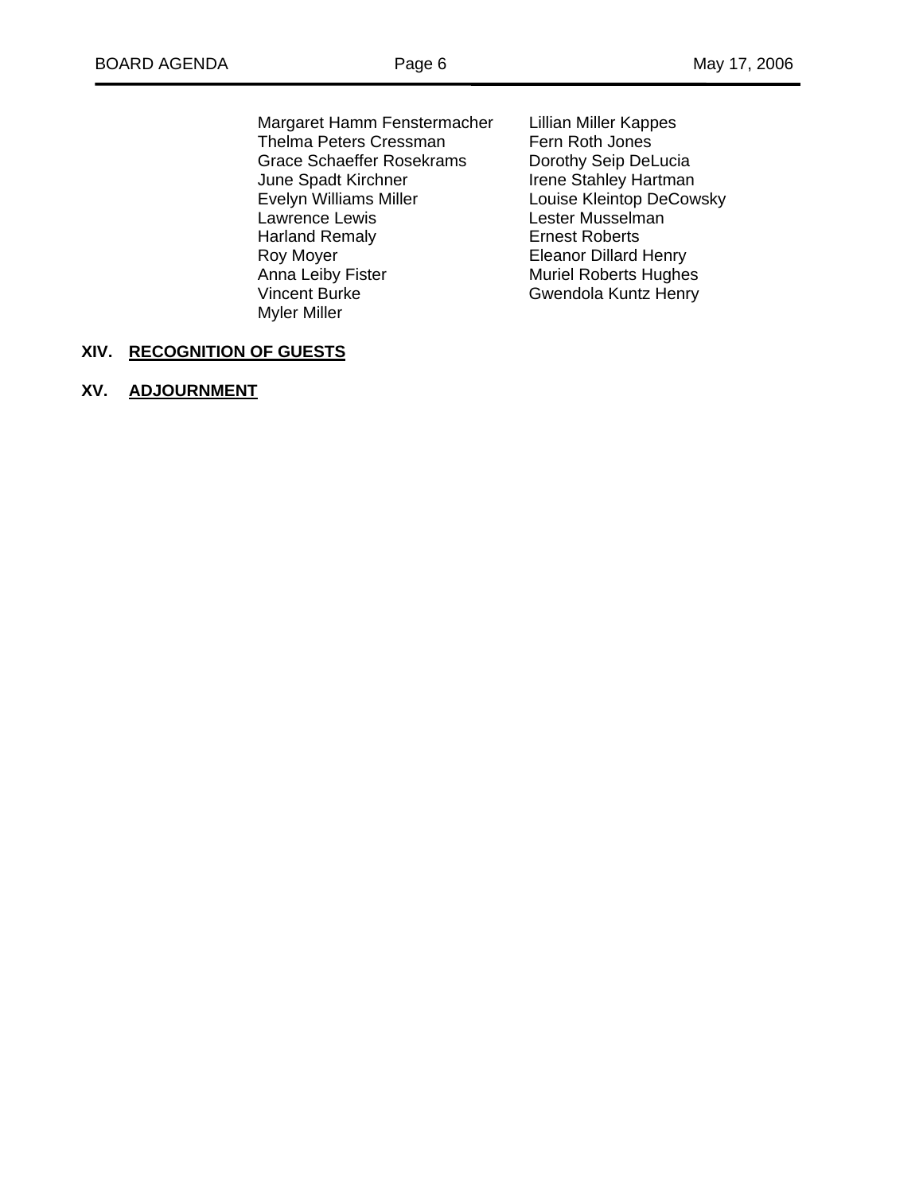Margaret Hamm Fenstermacher
Thelma Peters Cressman
Grace Schaeffer Rosekrams
June Spadt Kirchner
Evelyn Williams Miller
Lawrence Lewis
Harland Remaly
Roy Moyer
Anna Leiby Fister
Vincent Burke
Myler Miller
Lillian Miller Kappes
Fern Roth Jones
Dorothy Seip DeLucia
Irene Stahley Hartman
Louise Kleintop DeCowsky
Lester Musselman
Ernest Roberts
Eleanor Dillard Henry
Muriel Roberts Hughes
Gwendola Kuntz Henry

## XIV. RECOGNITION OF GUESTS

## XV. ADJOURNMENT